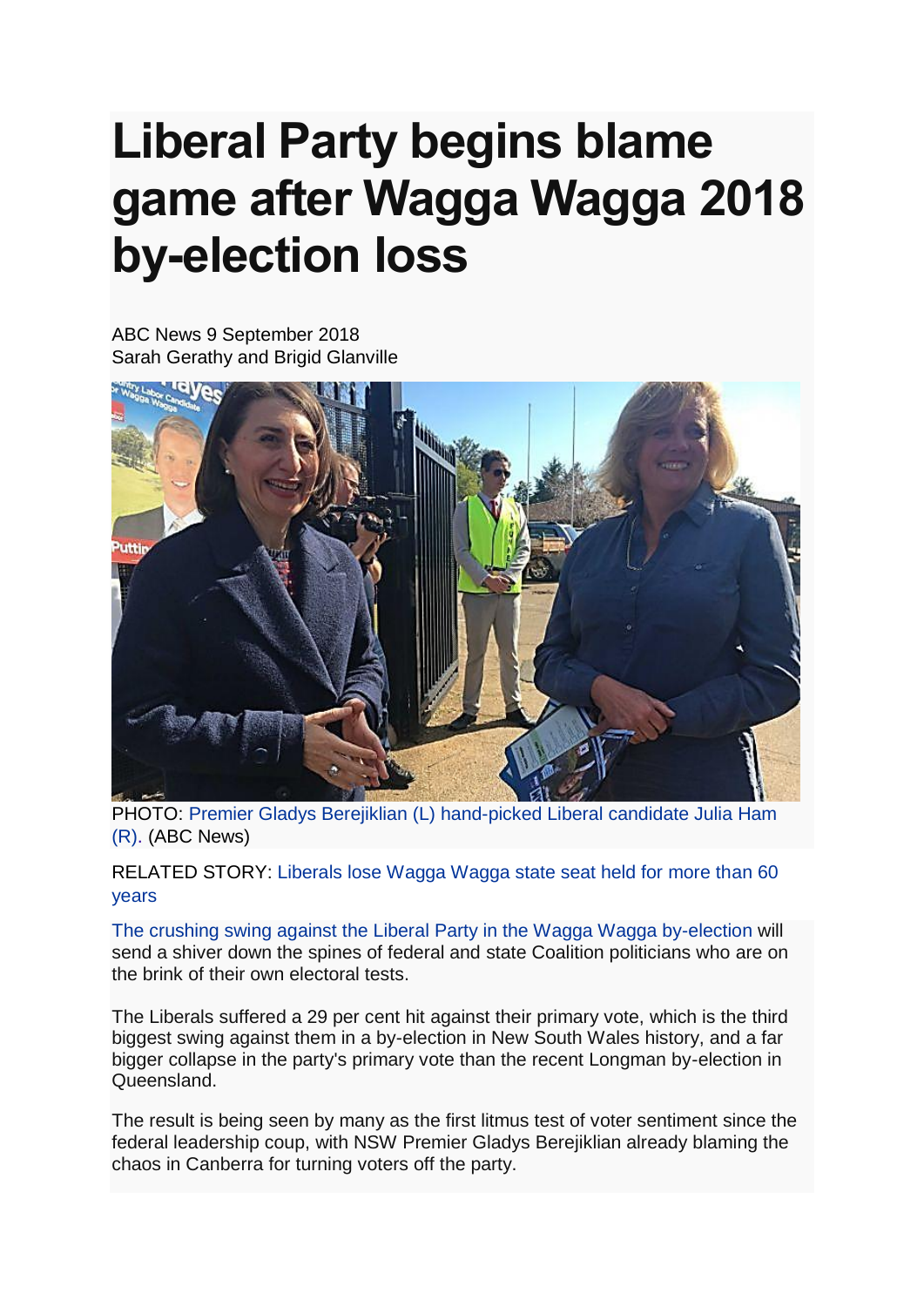# Liberal Party begins blame game after Wagga Wagga 2018 by-election loss

ABC News 9 September 2018
Sarah Gerathy and Brigid Glanville

PHOTO: Premier Gladys Berejiklian (L) hand-picked Liberal candidate Julia Ham (R). (ABC News)

RELATED STORY: Liberals lose Wagga Wagga state seat held for more than 60 years

The crushing swing against the Liberal Party in the Wagga Wagga by-election will send a shiver down the spines of federal and state Coalition politicians who are on the brink of their own electoral tests.

The Liberals suffered a 29 per cent hit against their primary vote, which is the third biggest swing against them in a by-election in New South Wales history, and a far bigger collapse in the party's primary vote than the recent Longman by-election in Queensland.

The result is being seen by many as the first litmus test of voter sentiment since the federal leadership coup, with NSW Premier Gladys Berejiklian already blaming the chaos in Canberra for turning voters off the party.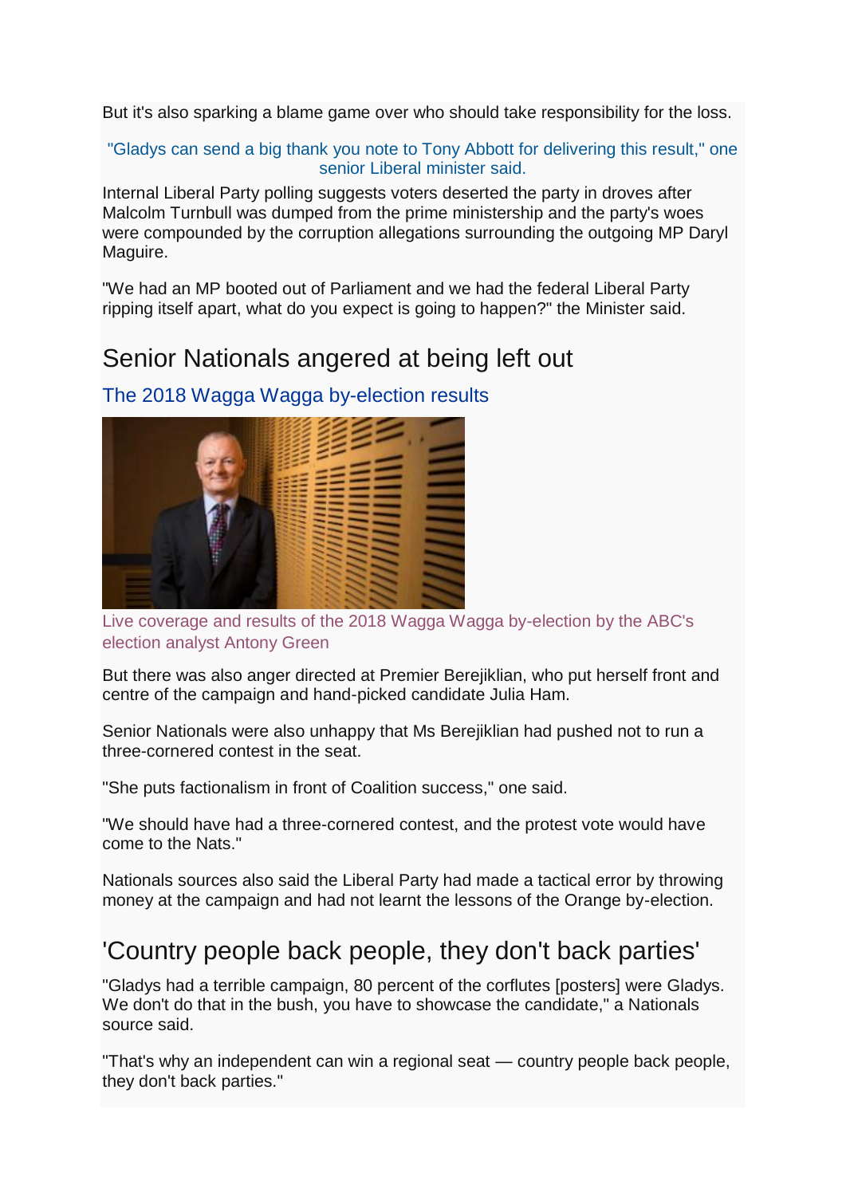But it's also sparking a blame game over who should take responsibility for the loss.

"Gladys can send a big thank you note to Tony Abbott for delivering this result," one senior Liberal minister said.

Internal Liberal Party polling suggests voters deserted the party in droves after Malcolm Turnbull was dumped from the prime ministership and the party's woes were compounded by the corruption allegations surrounding the outgoing MP Daryl Maguire.

"We had an MP booted out of Parliament and we had the federal Liberal Party ripping itself apart, what do you expect is going to happen?" the Minister said.

## Senior Nationals angered at being left out

### The 2018 Wagga Wagga by-election results

Live coverage and results of the 2018 Wagga Wagga by-election by the ABC's election analyst Antony Green

But there was also anger directed at Premier Berejiklian, who put herself front and centre of the campaign and hand-picked candidate Julia Ham.

Senior Nationals were also unhappy that Ms Berejiklian had pushed not to run a three-cornered contest in the seat.

"She puts factionalism in front of Coalition success," one said.

"We should have had a three-cornered contest, and the protest vote would have come to the Nats."

Nationals sources also said the Liberal Party had made a tactical error by throwing money at the campaign and had not learnt the lessons of the Orange by-election.

## 'Country people back people, they don't back parties'

"Gladys had a terrible campaign, 80 percent of the corflutes [posters] were Gladys. We don't do that in the bush, you have to showcase the candidate," a Nationals source said.

"That's why an independent can win a regional seat — country people back people, they don't back parties."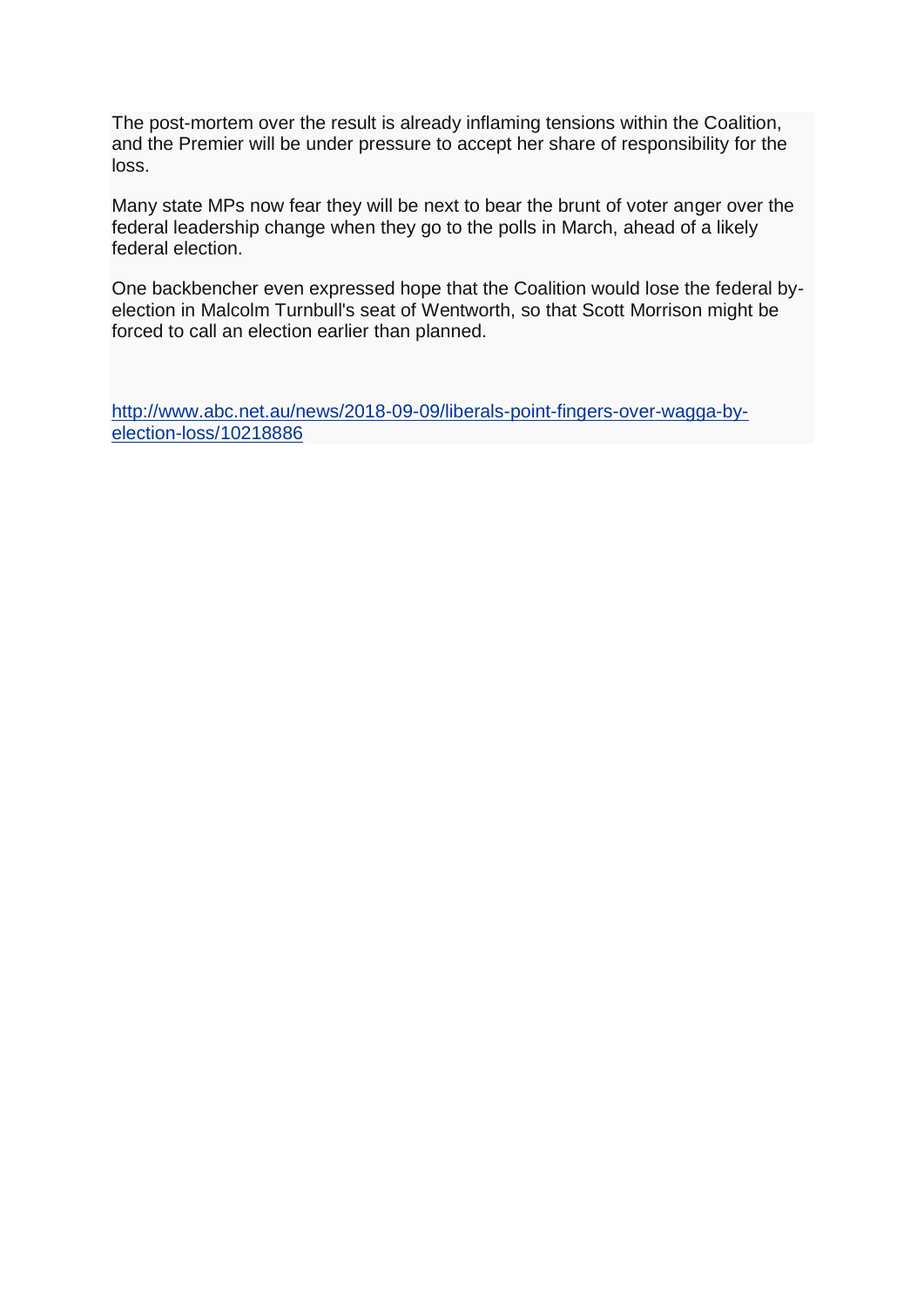The post-mortem over the result is already inflaming tensions within the Coalition, and the Premier will be under pressure to accept her share of responsibility for the loss.

Many state MPs now fear they will be next to bear the brunt of voter anger over the federal leadership change when they go to the polls in March, ahead of a likely federal election.

One backbencher even expressed hope that the Coalition would lose the federal by-election in Malcolm Turnbull's seat of Wentworth, so that Scott Morrison might be forced to call an election earlier than planned.

[http://www.abc.net.au/news/2018-09-09/liberals-point-fingers-over-wagga-by-election-loss/10218886](http://www.abc.net.au/news/2018-09-09/liberals-point-fingers-over-wagga-by-election-loss/10218886)